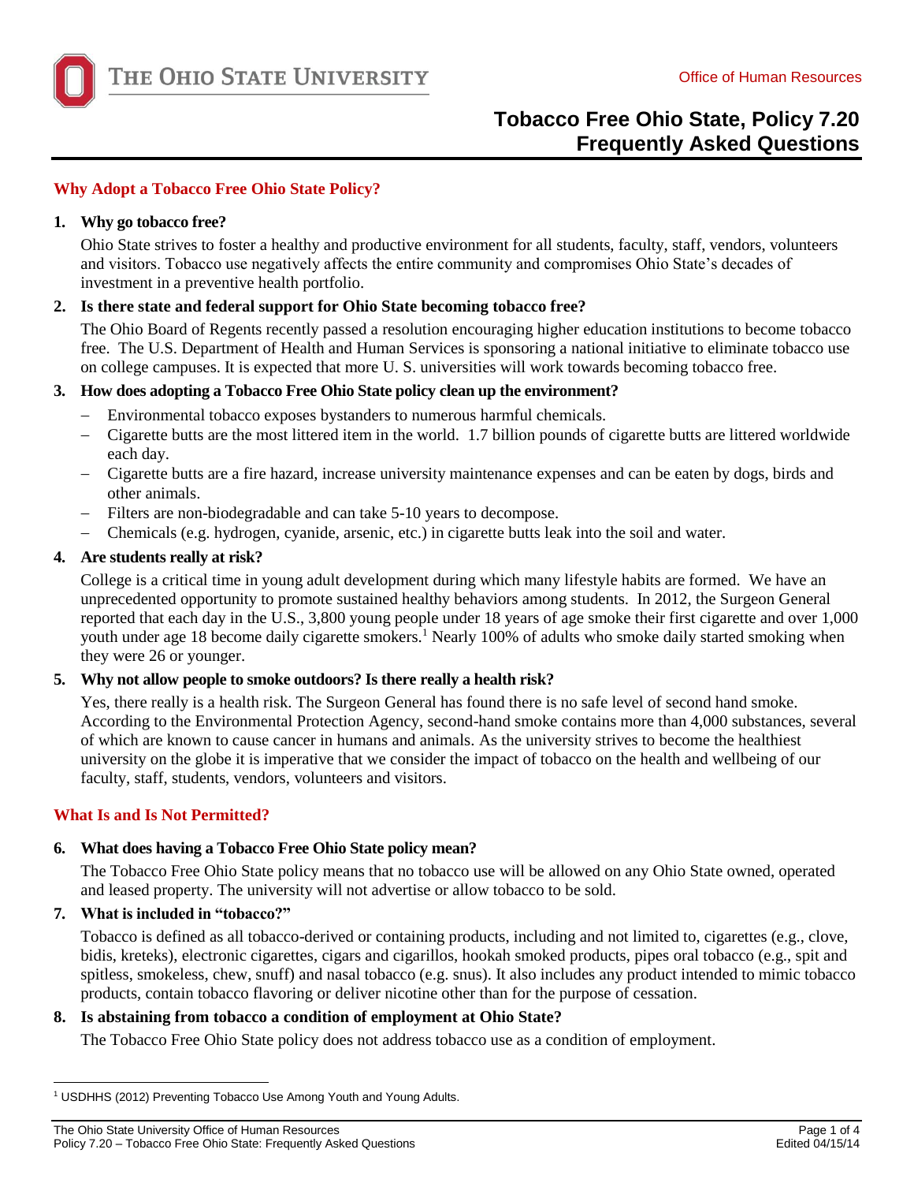# Tobacco Free Ohio State, Policy 7.20 Frequently Asked Questions

## Why Adopt a Tobacco Free Ohio State Policy?

**1. Why go tobacco free?**

Ohio State strives to foster a healthy and productive environment for all students, faculty, staff, vendors, volunteers and visitors. Tobacco use negatively affects the entire community and compromises Ohio State's decades of investment in a preventive health portfolio.

**2. Is there state and federal support for Ohio State becoming tobacco free?**

The Ohio Board of Regents recently passed a resolution encouraging higher education institutions to become tobacco free. The U.S. Department of Health and Human Services is sponsoring a national initiative to eliminate tobacco use on college campuses. It is expected that more U. S. universities will work towards becoming tobacco free.

**3. How does adopting a Tobacco Free Ohio State policy clean up the environment?**

- Environmental tobacco exposes bystanders to numerous harmful chemicals.
- Cigarette butts are the most littered item in the world. 1.7 billion pounds of cigarette butts are littered worldwide each day.
- Cigarette butts are a fire hazard, increase university maintenance expenses and can be eaten by dogs, birds and other animals.
- Filters are non-biodegradable and can take 5-10 years to decompose.
- Chemicals (e.g. hydrogen, cyanide, arsenic, etc.) in cigarette butts leak into the soil and water.

**4. Are students really at risk?**

College is a critical time in young adult development during which many lifestyle habits are formed. We have an unprecedented opportunity to promote sustained healthy behaviors among students. In 2012, the Surgeon General reported that each day in the U.S., 3,800 young people under 18 years of age smoke their first cigarette and over 1,000 youth under age 18 become daily cigarette smokers.[1] Nearly 100% of adults who smoke daily started smoking when they were 26 or younger.

**5. Why not allow people to smoke outdoors? Is there really a health risk?**

Yes, there really is a health risk. The Surgeon General has found there is no safe level of second hand smoke. According to the Environmental Protection Agency, second-hand smoke contains more than 4,000 substances, several of which are known to cause cancer in humans and animals. As the university strives to become the healthiest university on the globe it is imperative that we consider the impact of tobacco on the health and wellbeing of our faculty, staff, students, vendors, volunteers and visitors.

## What Is and Is Not Permitted?

**6. What does having a Tobacco Free Ohio State policy mean?**

The Tobacco Free Ohio State policy means that no tobacco use will be allowed on any Ohio State owned, operated and leased property. The university will not advertise or allow tobacco to be sold.

**7. What is included in "tobacco?"**

Tobacco is defined as all tobacco-derived or containing products, including and not limited to, cigarettes (e.g., clove, bidis, kreteks), electronic cigarettes, cigars and cigarillos, hookah smoked products, pipes oral tobacco (e.g., spit and spitless, smokeless, chew, snuff) and nasal tobacco (e.g. snus). It also includes any product intended to mimic tobacco products, contain tobacco flavoring or deliver nicotine other than for the purpose of cessation.

**8. Is abstaining from tobacco a condition of employment at Ohio State?**

The Tobacco Free Ohio State policy does not address tobacco use as a condition of employment.

---

[1] USDHHS (2012) Preventing Tobacco Use Among Youth and Young Adults.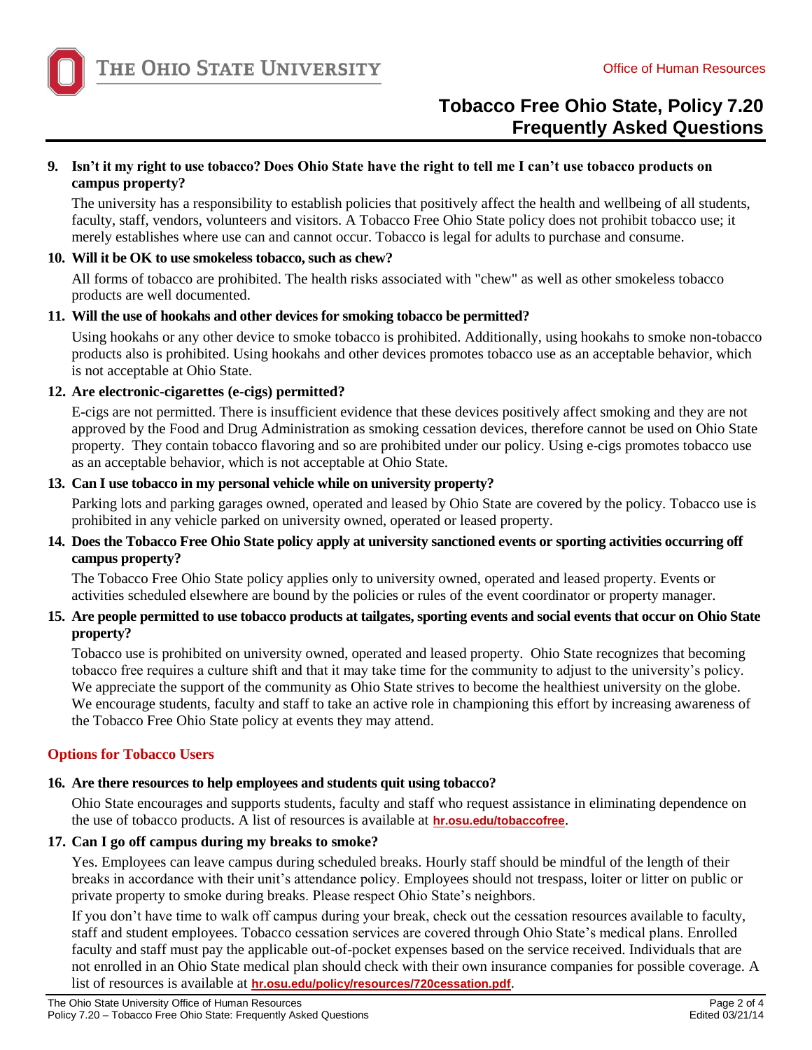**9. Isn't it my right to use tobacco? Does Ohio State have the right to tell me I can't use tobacco products on campus property?**

The university has a responsibility to establish policies that positively affect the health and wellbeing of all students, faculty, staff, vendors, volunteers and visitors. A Tobacco Free Ohio State policy does not prohibit tobacco use; it merely establishes where use can and cannot occur. Tobacco is legal for adults to purchase and consume.

**10. Will it be OK to use smokeless tobacco, such as chew?**

All forms of tobacco are prohibited. The health risks associated with "chew" as well as other smokeless tobacco products are well documented.

**11. Will the use of hookahs and other devices for smoking tobacco be permitted?**

Using hookahs or any other device to smoke tobacco is prohibited. Additionally, using hookahs to smoke non-tobacco products also is prohibited. Using hookahs and other devices promotes tobacco use as an acceptable behavior, which is not acceptable at Ohio State.

**12. Are electronic-cigarettes (e-cigs) permitted?**

E-cigs are not permitted. There is insufficient evidence that these devices positively affect smoking and they are not approved by the Food and Drug Administration as smoking cessation devices, therefore cannot be used on Ohio State property. They contain tobacco flavoring and so are prohibited under our policy. Using e-cigs promotes tobacco use as an acceptable behavior, which is not acceptable at Ohio State.

**13. Can I use tobacco in my personal vehicle while on university property?**

Parking lots and parking garages owned, operated and leased by Ohio State are covered by the policy. Tobacco use is prohibited in any vehicle parked on university owned, operated or leased property.

**14. Does the Tobacco Free Ohio State policy apply at university sanctioned events or sporting activities occurring off campus property?**

The Tobacco Free Ohio State policy applies only to university owned, operated and leased property. Events or activities scheduled elsewhere are bound by the policies or rules of the event coordinator or property manager.

**15. Are people permitted to use tobacco products at tailgates, sporting events and social events that occur on Ohio State property?**

Tobacco use is prohibited on university owned, operated and leased property. Ohio State recognizes that becoming tobacco free requires a culture shift and that it may take time for the community to adjust to the university's policy. We appreciate the support of the community as Ohio State strives to become the healthiest university on the globe. We encourage students, faculty and staff to take an active role in championing this effort by increasing awareness of the Tobacco Free Ohio State policy at events they may attend.

## Options for Tobacco Users

**16. Are there resources to help employees and students quit using tobacco?**

Ohio State encourages and supports students, faculty and staff who request assistance in eliminating dependence on the use of tobacco products. A list of resources is available at **hr.osu.edu/tobaccofree**.

**17. Can I go off campus during my breaks to smoke?**

Yes. Employees can leave campus during scheduled breaks. Hourly staff should be mindful of the length of their breaks in accordance with their unit's attendance policy. Employees should not trespass, loiter or litter on public or private property to smoke during breaks. Please respect Ohio State's neighbors.

If you don't have time to walk off campus during your break, check out the cessation resources available to faculty, staff and student employees. Tobacco cessation services are covered through Ohio State's medical plans. Enrolled faculty and staff must pay the applicable out-of-pocket expenses based on the service received. Individuals that are not enrolled in an Ohio State medical plan should check with their own insurance companies for possible coverage. A list of resources is available at **hr.osu.edu/policy/resources/720cessation.pdf**.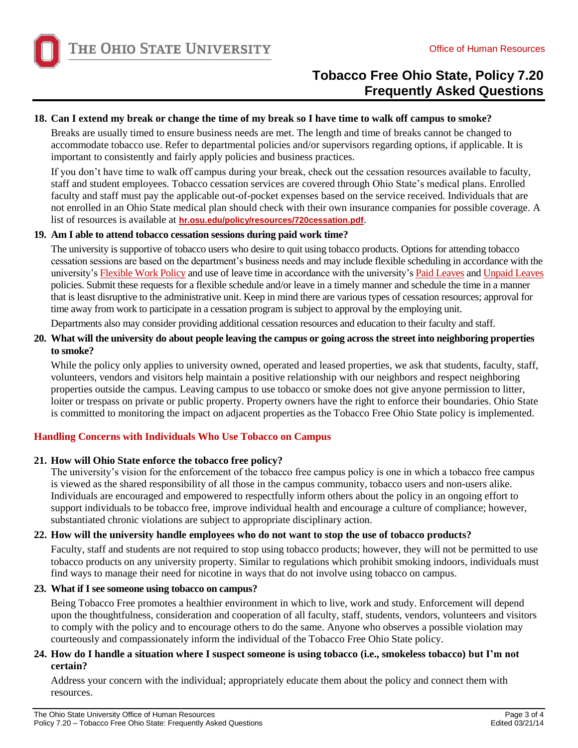**18. Can I extend my break or change the time of my break so I have time to walk off campus to smoke?**

Breaks are usually timed to ensure business needs are met. The length and time of breaks cannot be changed to accommodate tobacco use. Refer to departmental policies and/or supervisors regarding options, if applicable. It is important to consistently and fairly apply policies and business practices.

If you don't have time to walk off campus during your break, check out the cessation resources available to faculty, staff and student employees. Tobacco cessation services are covered through Ohio State's medical plans. Enrolled faculty and staff must pay the applicable out-of-pocket expenses based on the service received. Individuals that are not enrolled in an Ohio State medical plan should check with their own insurance companies for possible coverage. A list of resources is available at **hr.osu.edu/policy/resources/720cessation.pdf**.

**19. Am I able to attend tobacco cessation sessions during paid work time?**

The university is supportive of tobacco users who desire to quit using tobacco products. Options for attending tobacco cessation sessions are based on the department's business needs and may include flexible scheduling in accordance with the university's Flexible Work Policy and use of leave time in accordance with the university's Paid Leaves and Unpaid Leaves policies. Submit these requests for a flexible schedule and/or leave in a timely manner and schedule the time in a manner that is least disruptive to the administrative unit. Keep in mind there are various types of cessation resources; approval for time away from work to participate in a cessation program is subject to approval by the employing unit.

Departments also may consider providing additional cessation resources and education to their faculty and staff.

**20. What will the university do about people leaving the campus or going across the street into neighboring properties to smoke?**

While the policy only applies to university owned, operated and leased properties, we ask that students, faculty, staff, volunteers, vendors and visitors help maintain a positive relationship with our neighbors and respect neighboring properties outside the campus. Leaving campus to use tobacco or smoke does not give anyone permission to litter, loiter or trespass on private or public property. Property owners have the right to enforce their boundaries. Ohio State is committed to monitoring the impact on adjacent properties as the Tobacco Free Ohio State policy is implemented.

## Handling Concerns with Individuals Who Use Tobacco on Campus

**21. How will Ohio State enforce the tobacco free policy?**

The university's vision for the enforcement of the tobacco free campus policy is one in which a tobacco free campus is viewed as the shared responsibility of all those in the campus community, tobacco users and non-users alike. Individuals are encouraged and empowered to respectfully inform others about the policy in an ongoing effort to support individuals to be tobacco free, improve individual health and encourage a culture of compliance; however, substantiated chronic violations are subject to appropriate disciplinary action.

**22. How will the university handle employees who do not want to stop the use of tobacco products?**

Faculty, staff and students are not required to stop using tobacco products; however, they will not be permitted to use tobacco products on any university property. Similar to regulations which prohibit smoking indoors, individuals must find ways to manage their need for nicotine in ways that do not involve using tobacco on campus.

**23. What if I see someone using tobacco on campus?**

Being Tobacco Free promotes a healthier environment in which to live, work and study. Enforcement will depend upon the thoughtfulness, consideration and cooperation of all faculty, staff, students, vendors, volunteers and visitors to comply with the policy and to encourage others to do the same. Anyone who observes a possible violation may courteously and compassionately inform the individual of the Tobacco Free Ohio State policy.

**24. How do I handle a situation where I suspect someone is using tobacco (i.e., smokeless tobacco) but I'm not certain?**

Address your concern with the individual; appropriately educate them about the policy and connect them with resources.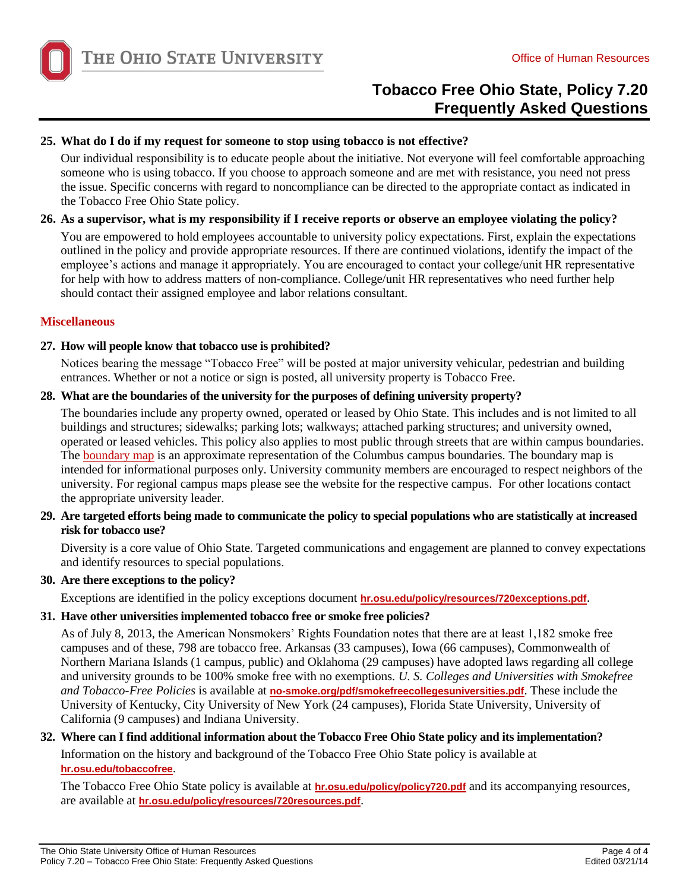**25. What do I do if my request for someone to stop using tobacco is not effective?**

Our individual responsibility is to educate people about the initiative. Not everyone will feel comfortable approaching someone who is using tobacco. If you choose to approach someone and are met with resistance, you need not press the issue. Specific concerns with regard to noncompliance can be directed to the appropriate contact as indicated in the Tobacco Free Ohio State policy.

**26. As a supervisor, what is my responsibility if I receive reports or observe an employee violating the policy?**

You are empowered to hold employees accountable to university policy expectations. First, explain the expectations outlined in the policy and provide appropriate resources. If there are continued violations, identify the impact of the employee's actions and manage it appropriately. You are encouraged to contact your college/unit HR representative for help with how to address matters of non-compliance. College/unit HR representatives who need further help should contact their assigned employee and labor relations consultant.

## Miscellaneous

**27. How will people know that tobacco use is prohibited?**

Notices bearing the message "Tobacco Free" will be posted at major university vehicular, pedestrian and building entrances. Whether or not a notice or sign is posted, all university property is Tobacco Free.

**28. What are the boundaries of the university for the purposes of defining university property?**

The boundaries include any property owned, operated or leased by Ohio State. This includes and is not limited to all buildings and structures; sidewalks; parking lots; walkways; attached parking structures; and university owned, operated or leased vehicles. This policy also applies to most public through streets that are within campus boundaries. The boundary map is an approximate representation of the Columbus campus boundaries. The boundary map is intended for informational purposes only. University community members are encouraged to respect neighbors of the university. For regional campus maps please see the website for the respective campus. For other locations contact the appropriate university leader.

**29. Are targeted efforts being made to communicate the policy to special populations who are statistically at increased risk for tobacco use?**

Diversity is a core value of Ohio State. Targeted communications and engagement are planned to convey expectations and identify resources to special populations.

**30. Are there exceptions to the policy?**

Exceptions are identified in the policy exceptions document **hr.osu.edu/policy/resources/720exceptions.pdf**.

**31. Have other universities implemented tobacco free or smoke free policies?**

As of July 8, 2013, the American Nonsmokers' Rights Foundation notes that there are at least 1,182 smoke free campuses and of these, 798 are tobacco free. Arkansas (33 campuses), Iowa (66 campuses), Commonwealth of Northern Mariana Islands (1 campus, public) and Oklahoma (29 campuses) have adopted laws regarding all college and university grounds to be 100% smoke free with no exemptions. *U. S. Colleges and Universities with Smokefree and Tobacco-Free Policies* is available at **no-smoke.org/pdf/smokefreecollegesuniversities.pdf**. These include the University of Kentucky, City University of New York (24 campuses), Florida State University, University of California (9 campuses) and Indiana University.

**32. Where can I find additional information about the Tobacco Free Ohio State policy and its implementation?**

Information on the history and background of the Tobacco Free Ohio State policy is available at **hr.osu.edu/tobaccofree**.

The Tobacco Free Ohio State policy is available at **hr.osu.edu/policy/policy720.pdf** and its accompanying resources, are available at **hr.osu.edu/policy/resources/720resources.pdf**.